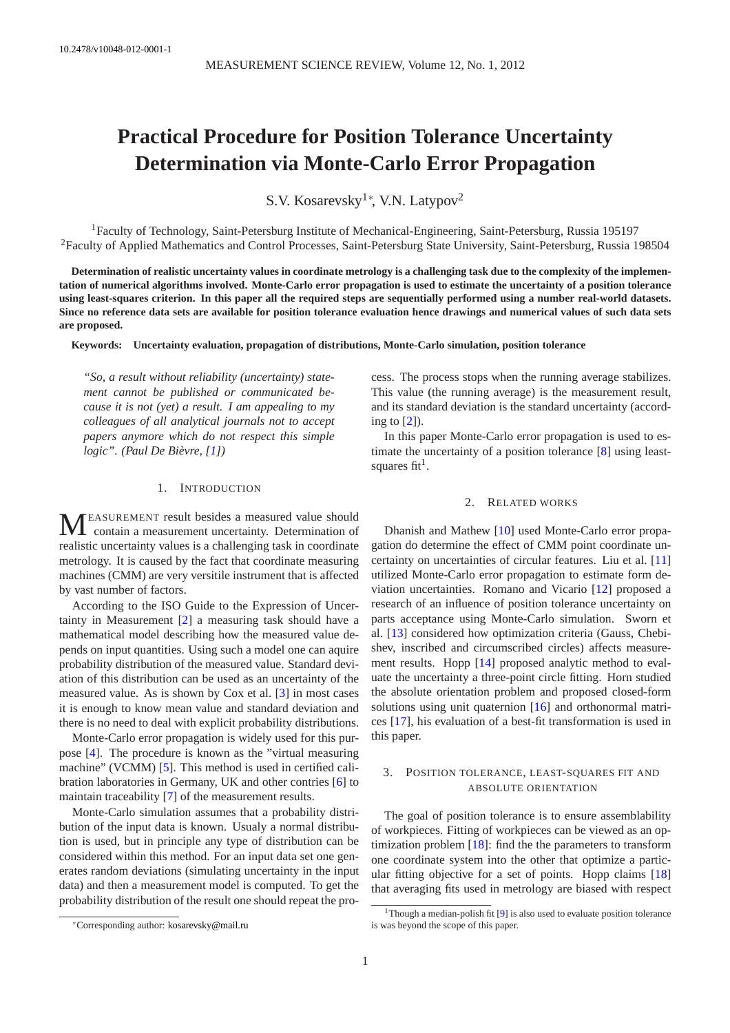10.2478/v10048-012-0001-1

# Practical Procedure for Position Tolerance Uncertainty Determination via Monte-Carlo Error Propagation

S.V. Kosarevsky[1]*, V.N. Latypov[2]

[1]Faculty of Technology, Saint-Petersburg Institute of Mechanical-Engineering, Saint-Petersburg, Russia 195197
[2]Faculty of Applied Mathematics and Control Processes, Saint-Petersburg State University, Saint-Petersburg, Russia 198504

**Determination of realistic uncertainty values in coordinate metrology is a challenging task due to the complexity of the implementation of numerical algorithms involved. Monte-Carlo error propagation is used to estimate the uncertainty of a position tolerance using least-squares criterion. In this paper all the required steps are sequentially performed using a number real-world datasets. Since no reference data sets are available for position tolerance evaluation hence drawings and numerical values of such data sets are proposed.**

**Keywords: Uncertainty evaluation, propagation of distributions, Monte-Carlo simulation, position tolerance**

*"So, a result without reliability (uncertainty) statement cannot be published or communicated because it is not (yet) a result. I am appealing to my colleagues of all analytical journals not to accept papers anymore which do not respect this simple logic". (Paul De Bièvre, [1])*

## 1. Introduction

Measurement result besides a measured value should contain a measurement uncertainty. Determination of realistic uncertainty values is a challenging task in coordinate metrology. It is caused by the fact that coordinate measuring machines (CMM) are very versitile instrument that is affected by vast number of factors.

According to the ISO Guide to the Expression of Uncertainty in Measurement [2] a measuring task should have a mathematical model describing how the measured value depends on input quantities. Using such a model one can aquire probability distribution of the measured value. Standard deviation of this distribution can be used as an uncertainty of the measured value. As is shown by Cox et al. [3] in most cases it is enough to know mean value and standard deviation and there is no need to deal with explicit probability distributions.

Monte-Carlo error propagation is widely used for this purpose [4]. The procedure is known as the "virtual measuring machine" (VCMM) [5]. This method is used in certified calibration laboratories in Germany, UK and other contries [6] to maintain traceability [7] of the measurement results.

Monte-Carlo simulation assumes that a probability distribution of the input data is known. Usualy a normal distribution is used, but in principle any type of distribution can be considered within this method. For an input data set one generates random deviations (simulating uncertainty in the input data) and then a measurement model is computed. To get the probability distribution of the result one should repeat the process. The process stops when the running average stabilizes. This value (the running average) is the measurement result, and its standard deviation is the standard uncertainty (according to [2]).

In this paper Monte-Carlo error propagation is used to estimate the uncertainty of a position tolerance [8] using least-squares fit[1].

## 2. Related works

Dhanish and Mathew [10] used Monte-Carlo error propagation do determine the effect of CMM point coordinate uncertainty on uncertainties of circular features. Liu et al. [11] utilized Monte-Carlo error propagation to estimate form deviation uncertainties. Romano and Vicario [12] proposed a research of an influence of position tolerance uncertainty on parts acceptance using Monte-Carlo simulation. Sworn et al. [13] considered how optimization criteria (Gauss, Chebishev, inscribed and circumscribed circles) affects measurement results. Hopp [14] proposed analytic method to evaluate the uncertainty a three-point circle fitting. Horn studied the absolute orientation problem and proposed closed-form solutions using unit quaternion [16] and orthonormal matrices [17], his evaluation of a best-fit transformation is used in this paper.

## 3. Position tolerance, least-squares fit and absolute orientation

The goal of position tolerance is to ensure assemblability of workpieces. Fitting of workpieces can be viewed as an optimization problem [18]: find the the parameters to transform one coordinate system into the other that optimize a particular fitting objective for a set of points. Hopp claims [18] that averaging fits used in metrology are biased with respect

---

*Corresponding author: kosarevsky@mail.ru

[1]Though a median-polish fit [9] is also used to evaluate position tolerance is was beyond the scope of this paper.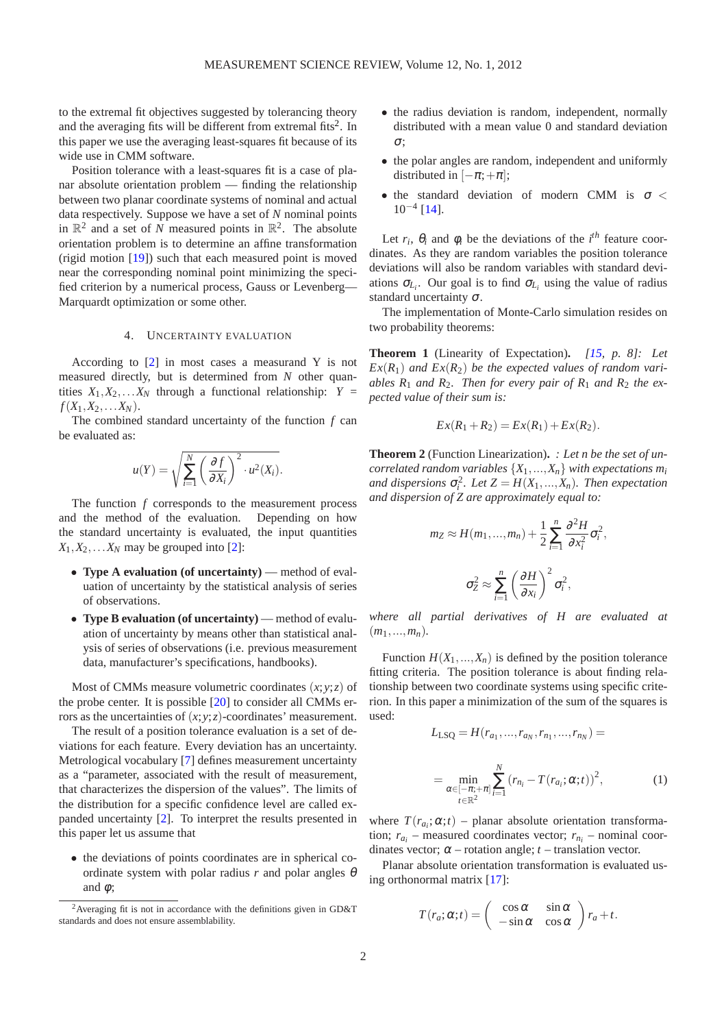to the extremal fit objectives suggested by tolerancing theory and the averaging fits will be different from extremal fits[2]. In this paper we use the averaging least-squares fit because of its wide use in CMM software.

Position tolerance with a least-squares fit is a case of planar absolute orientation problem — finding the relationship between two planar coordinate systems of nominal and actual data respectively. Suppose we have a set of $N$ nominal points in $\mathbb{R}^2$ and a set of $N$ measured points in $\mathbb{R}^2$. The absolute orientation problem is to determine an affine transformation (rigid motion [19]) such that each measured point is moved near the corresponding nominal point minimizing the specified criterion by a numerical process, Gauss or Levenberg—Marquardt optimization or some other.

## 4. Uncertainty evaluation

According to [2] in most cases a measurand Y is not measured directly, but is determined from $N$ other quantities $X_1, X_2, \ldots X_N$ through a functional relationship: $Y = f(X_1, X_2, \ldots X_N)$.

The combined standard uncertainty of the function $f$ can be evaluated as:

$$u(Y) = \sqrt{\sum_{i=1}^{N} \left( \frac{\partial f}{\partial X_i} \right)^2 \cdot u^2(X_i)}.$$

The function $f$ corresponds to the measurement process and the method of the evaluation. Depending on how the standard uncertainty is evaluated, the input quantities $X_1, X_2, \ldots X_N$ may be grouped into [2]:

- **Type A evaluation (of uncertainty)** — method of evaluation of uncertainty by the statistical analysis of series of observations.
- **Type B evaluation (of uncertainty)** — method of evaluation of uncertainty by means other than statistical analysis of series of observations (i.e. previous measurement data, manufacturer's specifications, handbooks).

Most of CMMs measure volumetric coordinates $(x;y;z)$ of the probe center. It is possible [20] to consider all CMMs errors as the uncertainties of $(x;y;z)$-coordinates' measurement.

The result of a position tolerance evaluation is a set of deviations for each feature. Every deviation has an uncertainty. Metrological vocabulary [7] defines measurement uncertainty as a "parameter, associated with the result of measurement, that characterizes the dispersion of the values". The limits of the distribution for a specific confidence level are called expanded uncertainty [2]. To interpret the results presented in this paper let us assume that

- the deviations of points coordinates are in spherical coordinate system with polar radius $r$ and polar angles $\theta$ and $\varphi$;
- the radius deviation is random, independent, normally distributed with a mean value 0 and standard deviation $\sigma$;
- the polar angles are random, independent and uniformly distributed in $[-\pi;+\pi]$;
- the standard deviation of modern CMM is $\sigma < 10^{-4}$ [14].

Let $r_i$, $\theta_i$ and $\varphi_i$ be the deviations of the $i^{th}$ feature coordinates. As they are random variables the position tolerance deviations will also be random variables with standard deviations $\sigma_{L_i}$. Our goal is to find $\sigma_{L_i}$ using the value of radius standard uncertainty $\sigma$.

The implementation of Monte-Carlo simulation resides on two probability theorems:

**Theorem 1** (Linearity of Expectation). *[15, p. 8]: Let $Ex(R_1)$ and $Ex(R_2)$ be the expected values of random variables $R_1$ and $R_2$. Then for every pair of $R_1$ and $R_2$ the expected value of their sum is:*

$$Ex(R_1 + R_2) = Ex(R_1) + Ex(R_2).$$

**Theorem 2** (Function Linearization). *: Let n be the set of uncorrelated random variables $\{X_1, ..., X_n\}$ with expectations $m_i$ and dispersions $\sigma_i^2$. Let $Z = H(X_1, ..., X_n)$. Then expectation and dispersion of Z are approximately equal to:*

$$m_Z \approx H(m_1, ..., m_n) + \frac{1}{2} \sum_{i=1}^{n} \frac{\partial^2 H}{\partial x_i^2} \sigma_i^2,$$

$$\sigma_Z^2 \approx \sum_{i=1}^{n} \left( \frac{\partial H}{\partial x_i} \right)^2 \sigma_i^2,$$

*where all partial derivatives of H are evaluated at $(m_1, ..., m_n)$.*

Function $H(X_1, ..., X_n)$ is defined by the position tolerance fitting criteria. The position tolerance is about finding relationship between two coordinate systems using specific criterion. In this paper a minimization of the sum of the squares is used:

$$L_{\text{LSQ}} = H(r_{a_1}, ..., r_{a_N}, r_{n_1}, ..., r_{n_N}) =$$

$$= \min_{\substack{\alpha \in [-\pi;+\pi] \\ t \in \mathbb{R}^2}} \sum_{i=1}^{N} \left( r_{n_i} - T(r_{a_i}; \alpha; t) \right)^2, \qquad (1)$$

where $T(r_{a_i}; \alpha; t)$ – planar absolute orientation transformation; $r_{a_i}$ – measured coordinates vector; $r_{n_i}$ – nominal coordinates vector; $\alpha$ – rotation angle; $t$ – translation vector.

Planar absolute orientation transformation is evaluated using orthonormal matrix [17]:

$$T(r_a; \alpha; t) = \begin{pmatrix} \cos\alpha & \sin\alpha \\ -\sin\alpha & \cos\alpha \end{pmatrix} r_a + t.$$

---

[2] Averaging fit is not in accordance with the definitions given in GD&T standards and does not ensure assemblability.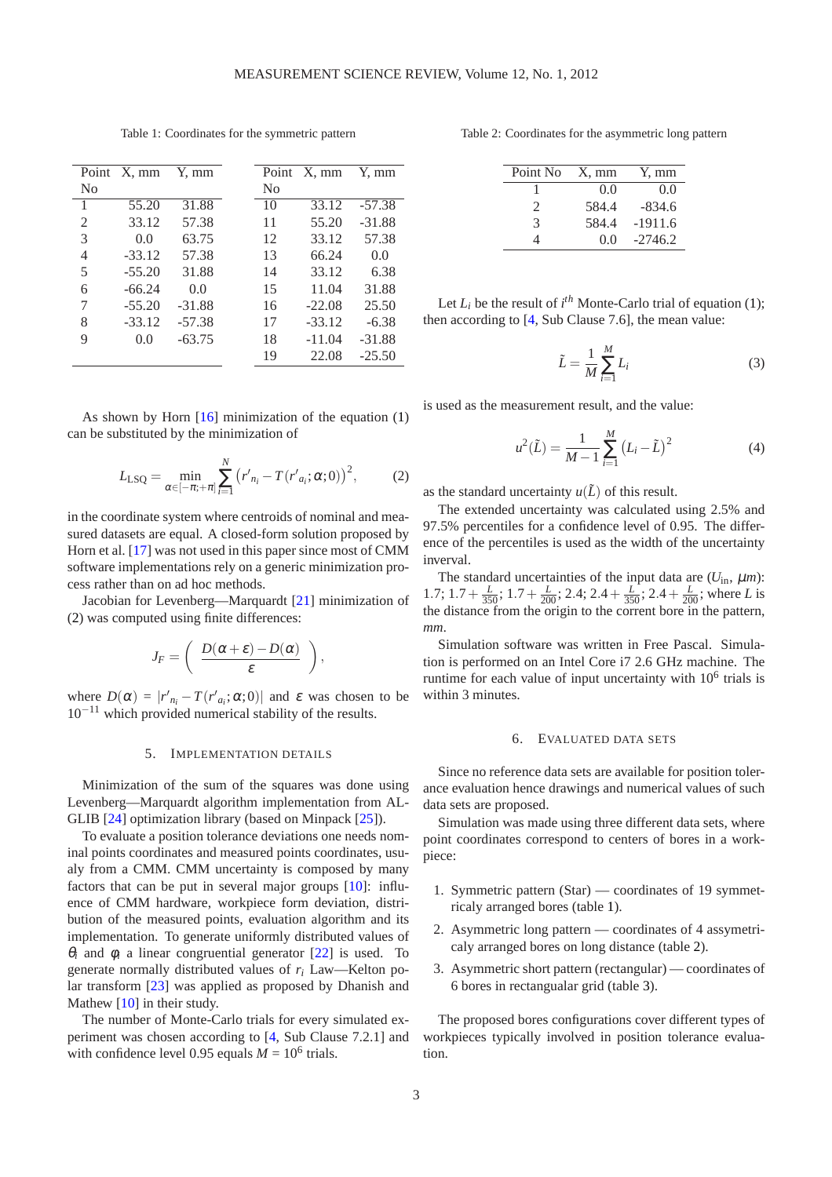Table 1: Coordinates for the symmetric pattern

| Point No | X, mm | Y, mm | Point No | X, mm | Y, mm |
|---|---|---|---|---|---|
| 1 | 55.20 | 31.88 | 10 | 33.12 | -57.38 |
| 2 | 33.12 | 57.38 | 11 | 55.20 | -31.88 |
| 3 | 0.0 | 63.75 | 12 | 33.12 | 57.38 |
| 4 | -33.12 | 57.38 | 13 | 66.24 | 0.0 |
| 5 | -55.20 | 31.88 | 14 | 33.12 | 6.38 |
| 6 | -66.24 | 0.0 | 15 | 11.04 | 31.88 |
| 7 | -55.20 | -31.88 | 16 | -22.08 | 25.50 |
| 8 | -33.12 | -57.38 | 17 | -33.12 | -6.38 |
| 9 | 0.0 | -63.75 | 18 | -11.04 | -31.88 |
| | | | 19 | 22.08 | -25.50 |

As shown by Horn [16] minimization of the equation (1) can be substituted by the minimization of

$$L_{\text{LSQ}} = \min_{\alpha \in [-\pi;+\pi]} \sum_{i=1}^{N} \left( r'_{n_i} - T(r'_{a_i}; \alpha; 0) \right)^2, \tag{2}$$

in the coordinate system where centroids of nominal and measured datasets are equal. A closed-form solution proposed by Horn et al. [17] was not used in this paper since most of CMM software implementations rely on a generic minimization process rather than on ad hoc methods.

Jacobian for Levenberg—Marquardt [21] minimization of (2) was computed using finite differences:

$$J_F = \left( \frac{D(\alpha + \varepsilon) - D(\alpha)}{\varepsilon} \right),$$

where $D(\alpha) = |r'_{n_i} - T(r'_{a_i}; \alpha; 0)|$ and $\varepsilon$ was chosen to be $10^{-11}$ which provided numerical stability of the results.

## 5. Implementation details

Minimization of the sum of the squares was done using Levenberg—Marquardt algorithm implementation from ALGLIB [24] optimization library (based on Minpack [25]).

To evaluate a position tolerance deviations one needs nominal points coordinates and measured points coordinates, usualy from a CMM. CMM uncertainty is composed by many factors that can be put in several major groups [10]: influence of CMM hardware, workpiece form deviation, distribution of the measured points, evaluation algorithm and its implementation. To generate uniformly distributed values of $\theta_i$ and $\varphi_i$ a linear congruential generator [22] is used. To generate normally distributed values of $r_i$ Law—Kelton polar transform [23] was applied as proposed by Dhanish and Mathew [10] in their study.

The number of Monte-Carlo trials for every simulated experiment was chosen according to [4, Sub Clause 7.2.1] and with confidence level 0.95 equals $M = 10^6$ trials.

Table 2: Coordinates for the asymmetric long pattern

| Point No | X, mm | Y, mm |
|---|---|---|
| 1 | 0.0 | 0.0 |
| 2 | 584.4 | -834.6 |
| 3 | 584.4 | -1911.6 |
| 4 | 0.0 | -2746.2 |

Let $L_i$ be the result of $i^{th}$ Monte-Carlo trial of equation (1); then according to [4, Sub Clause 7.6], the mean value:

$$\tilde{L} = \frac{1}{M} \sum_{i=1}^{M} L_i \tag{3}$$

is used as the measurement result, and the value:

$$u^2(\tilde{L}) = \frac{1}{M-1} \sum_{i=1}^{M} \left( L_i - \tilde{L} \right)^2 \tag{4}$$

as the standard uncertainty $u(\tilde{L})$ of this result.

The extended uncertainty was calculated using 2.5% and 97.5% percentiles for a confidence level of 0.95. The difference of the percentiles is used as the width of the uncertainty inverval.

The standard uncertainties of the input data are ($U_{\text{in}}$, $\mu m$): 1.7; $1.7 + \frac{L}{350}$; $1.7 + \frac{L}{200}$; 2.4; $2.4 + \frac{L}{350}$; $2.4 + \frac{L}{200}$; where $L$ is the distance from the origin to the current bore in the pattern, *mm*.

Simulation software was written in Free Pascal. Simulation is performed on an Intel Core i7 2.6 GHz machine. The runtime for each value of input uncertainty with $10^6$ trials is within 3 minutes.

## 6. Evaluated data sets

Since no reference data sets are available for position tolerance evaluation hence drawings and numerical values of such data sets are proposed.

Simulation was made using three different data sets, where point coordinates correspond to centers of bores in a workpiece:

1. Symmetric pattern (Star) — coordinates of 19 symmetricaly arranged bores (table 1).
2. Asymmetric long pattern — coordinates of 4 assymetricaly arranged bores on long distance (table 2).
3. Asymmetric short pattern (rectangular) — coordinates of 6 bores in rectangualar grid (table 3).

The proposed bores configurations cover different types of workpieces typically involved in position tolerance evaluation.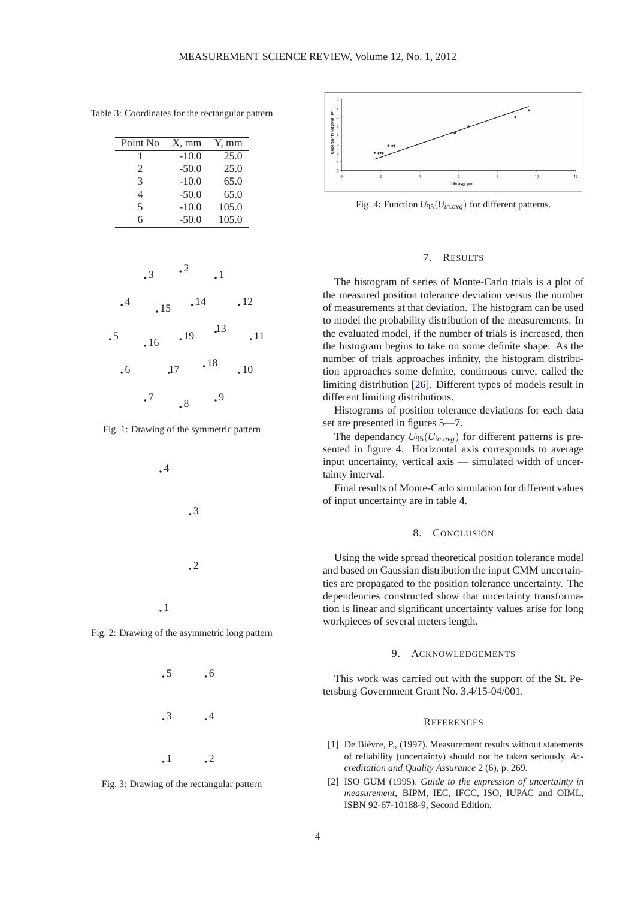Table 3: Coordinates for the rectangular pattern

| Point No | X, mm | Y, mm |
|---|---|---|
| 1 | -10.0 | 25.0 |
| 2 | -50.0 | 25.0 |
| 3 | -10.0 | 65.0 |
| 4 | -50.0 | 65.0 |
| 5 | -10.0 | 105.0 |
| 6 | -50.0 | 105.0 |

Fig. 1: Drawing of the symmetric pattern

Fig. 2: Drawing of the asymmetric long pattern

Fig. 3: Drawing of the rectangular pattern

Fig. 4: Function $U_{95}(U_{in.avg})$ for different patterns.

## 7. Results

The histogram of series of Monte-Carlo trials is a plot of the measured position tolerance deviation versus the number of measurements at that deviation. The histogram can be used to model the probability distribution of the measurements. In the evaluated model, if the number of trials is increased, then the histogram begins to take on some definite shape. As the number of trials approaches infinity, the histogram distribution approaches some definite, continuous curve, called the limiting distribution [26]. Different types of models result in different limiting distributions.

Histograms of position tolerance deviations for each data set are presented in figures 5—7.

The dependancy $U_{95}(U_{in.avg})$ for different patterns is presented in figure 4. Horizontal axis corresponds to average input uncertainty, vertical axis — simulated width of uncertainty interval.

Final results of Monte-Carlo simulation for different values of input uncertainty are in table 4.

## 8. Conclusion

Using the wide spread theoretical position tolerance model and based on Gaussian distribution the input CMM uncertainties are propagated to the position tolerance uncertainty. The dependencies constructed show that uncertainty transformation is linear and significant uncertainty values arise for long workpieces of several meters length.

## 9. Acknowledgements

This work was carried out with the support of the St. Petersburg Government Grant No. 3.4/15-04/001.

## References

[1] De Bièvre, P., (1997). Measurement results without statements of reliability (uncertainty) should not be taken seriously. *Accreditation and Quality Assurance* 2 (6), p. 269.

[2] ISO GUM (1995). *Guide to the expression of uncertainty in measurement*, BIPM, IEC, IFCC, ISO, IUPAC and OIML, ISBN 92-67-10188-9, Second Edition.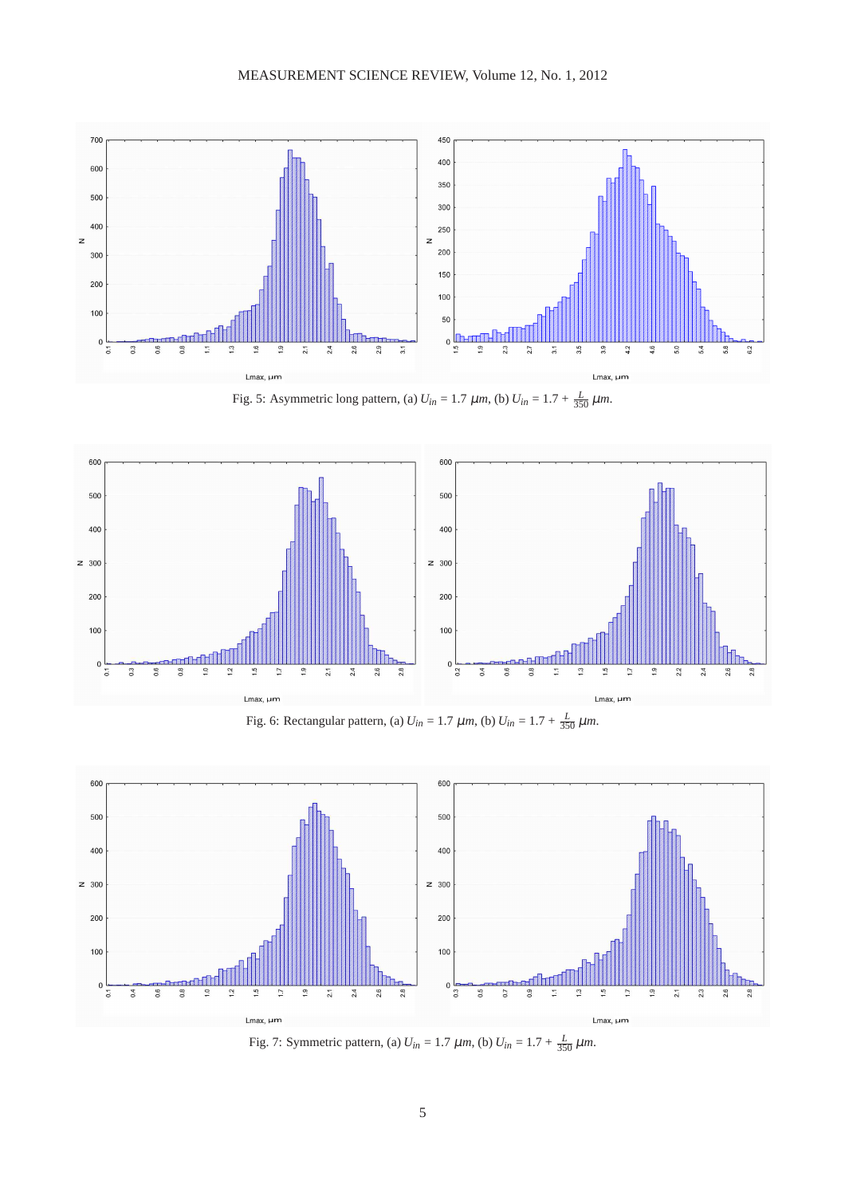Fig. 5: Asymmetric long pattern, (a) $U_{in} = 1.7\ \mu m$, (b) $U_{in} = 1.7 + \frac{L}{350}\ \mu m$.

Fig. 6: Rectangular pattern, (a) $U_{in} = 1.7\ \mu m$, (b) $U_{in} = 1.7 + \frac{L}{350}\ \mu m$.

Fig. 7: Symmetric pattern, (a) $U_{in} = 1.7\ \mu m$, (b) $U_{in} = 1.7 + \frac{L}{350}\ \mu m$.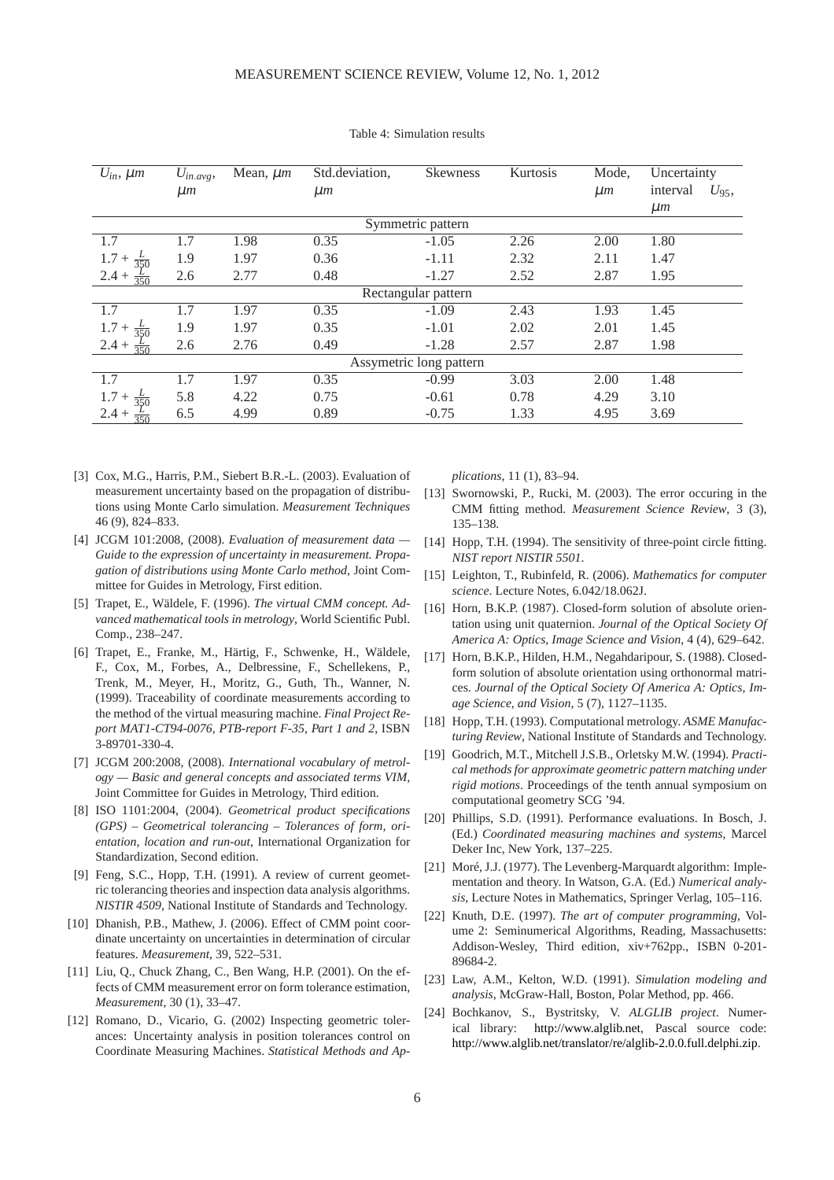Table 4: Simulation results

| $U_{in}$, $\mu m$ | $U_{in.avg}$, $\mu m$ | Mean, $\mu m$ | Std.deviation, $\mu m$ | Skewness | Kurtosis | Mode, $\mu m$ | Uncertainty interval $U_{95}$, $\mu m$ |
|---|---|---|---|---|---|---|---|
| Symmetric pattern | | | | | | | |
| 1.7 | 1.7 | 1.98 | 0.35 | -1.05 | 2.26 | 2.00 | 1.80 |
| $1.7+\frac{L}{350}$ | 1.9 | 1.97 | 0.36 | -1.11 | 2.32 | 2.11 | 1.47 |
| $2.4+\frac{L}{350}$ | 2.6 | 2.77 | 0.48 | -1.27 | 2.52 | 2.87 | 1.95 |
| Rectangular pattern | | | | | | | |
| 1.7 | 1.7 | 1.97 | 0.35 | -1.09 | 2.43 | 1.93 | 1.45 |
| $1.7+\frac{L}{350}$ | 1.9 | 1.97 | 0.35 | -1.01 | 2.02 | 2.01 | 1.45 |
| $2.4+\frac{L}{350}$ | 2.6 | 2.76 | 0.49 | -1.28 | 2.57 | 2.87 | 1.98 |
| Assymetric long pattern | | | | | | | |
| 1.7 | 1.7 | 1.97 | 0.35 | -0.99 | 3.03 | 2.00 | 1.48 |
| $1.7+\frac{L}{350}$ | 5.8 | 4.22 | 0.75 | -0.61 | 0.78 | 4.29 | 3.10 |
| $2.4+\frac{L}{350}$ | 6.5 | 4.99 | 0.89 | -0.75 | 1.33 | 4.95 | 3.69 |

[3] Cox, M.G., Harris, P.M., Siebert B.R.-L. (2003). Evaluation of measurement uncertainty based on the propagation of distributions using Monte Carlo simulation. *Measurement Techniques* 46 (9), 824–833.

[4] JCGM 101:2008, (2008). *Evaluation of measurement data — Guide to the expression of uncertainty in measurement. Propagation of distributions using Monte Carlo method*, Joint Committee for Guides in Metrology, First edition.

[5] Trapet, E., Wäldele, F. (1996). *The virtual CMM concept. Advanced mathematical tools in metrology*, World Scientific Publ. Comp., 238–247.

[6] Trapet, E., Franke, M., Härtig, F., Schwenke, H., Wäldele, F., Cox, M., Forbes, A., Delbressine, F., Schellekens, P., Trenk, M., Meyer, H., Moritz, G., Guth, Th., Wanner, N. (1999). Traceability of coordinate measurements according to the method of the virtual measuring machine. *Final Project Report MAT1-CT94-0076, PTB-report F-35, Part 1 and 2*, ISBN 3-89701-330-4.

[7] JCGM 200:2008, (2008). *International vocabulary of metrology — Basic and general concepts and associated terms VIM*, Joint Committee for Guides in Metrology, Third edition.

[8] ISO 1101:2004, (2004). *Geometrical product specifications (GPS) – Geometrical tolerancing – Tolerances of form, orientation, location and run-out*, International Organization for Standardization, Second edition.

[9] Feng, S.C., Hopp, T.H. (1991). A review of current geometric tolerancing theories and inspection data analysis algorithms. *NISTIR 4509*, National Institute of Standards and Technology.

[10] Dhanish, P.B., Mathew, J. (2006). Effect of CMM point coordinate uncertainty on uncertainties in determination of circular features. *Measurement*, 39, 522–531.

[11] Liu, Q., Chuck Zhang, C., Ben Wang, H.P. (2001). On the effects of CMM measurement error on form tolerance estimation, *Measurement*, 30 (1), 33–47.

[12] Romano, D., Vicario, G. (2002) Inspecting geometric tolerances: Uncertainty analysis in position tolerances control on Coordinate Measuring Machines. *Statistical Methods and Applications*, 11 (1), 83–94.

[13] Swornowski, P., Rucki, M. (2003). The error occuring in the CMM fitting method. *Measurement Science Review*, 3 (3), 135–138.

[14] Hopp, T.H. (1994). The sensitivity of three-point circle fitting. *NIST report NISTIR 5501*.

[15] Leighton, T., Rubinfeld, R. (2006). *Mathematics for computer science*. Lecture Notes, 6.042/18.062J.

[16] Horn, B.K.P. (1987). Closed-form solution of absolute orientation using unit quaternion. *Journal of the Optical Society Of America A: Optics, Image Science and Vision*, 4 (4), 629–642.

[17] Horn, B.K.P., Hilden, H.M., Negahdaripour, S. (1988). Closed-form solution of absolute orientation using orthonormal matrices. *Journal of the Optical Society Of America A: Optics, Image Science, and Vision*, 5 (7), 1127–1135.

[18] Hopp, T.H. (1993). Computational metrology. *ASME Manufacturing Review*, National Institute of Standards and Technology.

[19] Goodrich, M.T., Mitchell J.S.B., Orletsky M.W. (1994). *Practical methods for approximate geometric pattern matching under rigid motions*. Proceedings of the tenth annual symposium on computational geometry SCG '94.

[20] Phillips, S.D. (1991). Performance evaluations. In Bosch, J. (Ed.) *Coordinated measuring machines and systems*, Marcel Deker Inc, New York, 137–225.

[21] Moré, J.J. (1977). The Levenberg-Marquardt algorithm: Implementation and theory. In Watson, G.A. (Ed.) *Numerical analysis*, Lecture Notes in Mathematics, Springer Verlag, 105–116.

[22] Knuth, D.E. (1997). *The art of computer programming*, Volume 2: Seminumerical Algorithms, Reading, Massachusetts: Addison-Wesley, Third edition, xiv+762pp., ISBN 0-201-89684-2.

[23] Law, A.M., Kelton, W.D. (1991). *Simulation modeling and analysis*, McGraw-Hall, Boston, Polar Method, pp. 466.

[24] Bochkanov, S., Bystritsky, V. *ALGLIB project*. Numerical library: http://www.alglib.net, Pascal source code: http://www.alglib.net/translator/re/alglib-2.0.0.full.delphi.zip.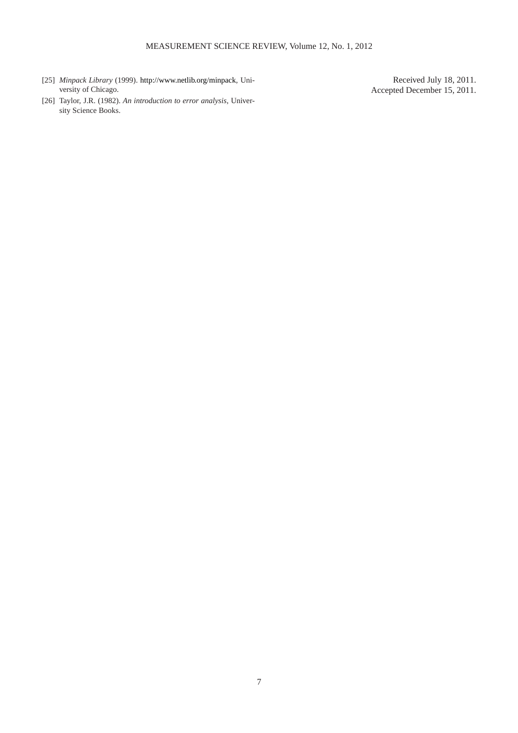[25] *Minpack Library* (1999). http://www.netlib.org/minpack, University of Chicago.

[26] Taylor, J.R. (1982). *An introduction to error analysis*, University Science Books.

Received July 18, 2011.
Accepted December 15, 2011.